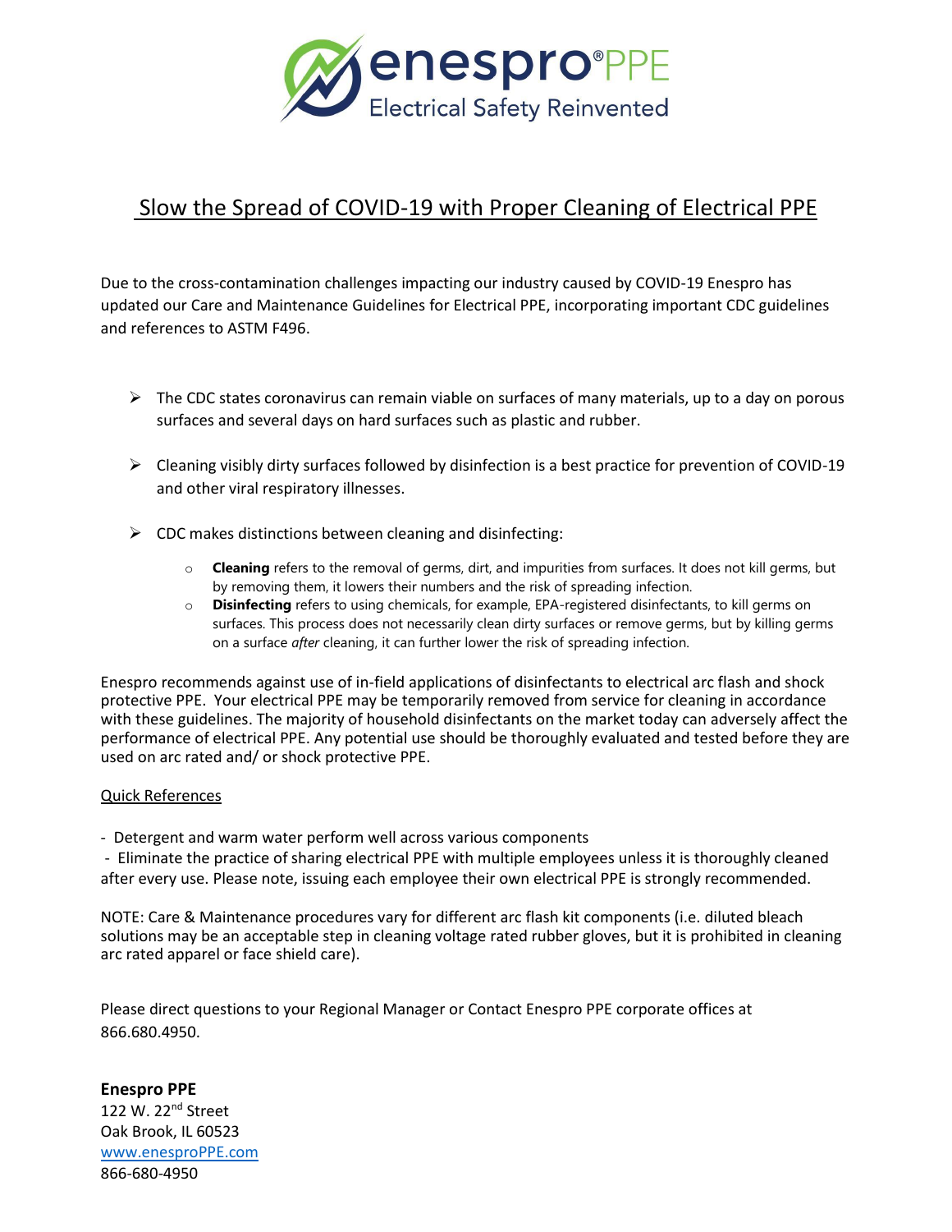# Slow the Spread of COVID-19 with Proper Cleaning of Electrical PPE

Due to the cross-contamination challenges impacting our industry caused by COVID-19 Enespro has updated our Care and Maintenance Guidelines for Electrical PPE, incorporating important CDC guidelines and references to ASTM F496.

- The CDC states coronavirus can remain viable on surfaces of many materials, up to a day on porous surfaces and several days on hard surfaces such as plastic and rubber.
- Cleaning visibly dirty surfaces followed by disinfection is a best practice for prevention of COVID-19 and other viral respiratory illnesses.
- CDC makes distinctions between cleaning and disinfecting:
  - **Cleaning** refers to the removal of germs, dirt, and impurities from surfaces. It does not kill germs, but by removing them, it lowers their numbers and the risk of spreading infection.
  - **Disinfecting** refers to using chemicals, for example, EPA-registered disinfectants, to kill germs on surfaces. This process does not necessarily clean dirty surfaces or remove germs, but by killing germs on a surface *after* cleaning, it can further lower the risk of spreading infection.

Enespro recommends against use of in-field applications of disinfectants to electrical arc flash and shock protective PPE. Your electrical PPE may be temporarily removed from service for cleaning in accordance with these guidelines. The majority of household disinfectants on the market today can adversely affect the performance of electrical PPE. Any potential use should be thoroughly evaluated and tested before they are used on arc rated and/ or shock protective PPE.

Quick References

- Detergent and warm water perform well across various components
- Eliminate the practice of sharing electrical PPE with multiple employees unless it is thoroughly cleaned after every use. Please note, issuing each employee their own electrical PPE is strongly recommended.

NOTE: Care & Maintenance procedures vary for different arc flash kit components (i.e. diluted bleach solutions may be an acceptable step in cleaning voltage rated rubber gloves, but it is prohibited in cleaning arc rated apparel or face shield care).

Please direct questions to your Regional Manager or Contact Enespro PPE corporate offices at 866.680.4950.

**Enespro PPE**
122 W. 22nd Street
Oak Brook, IL 60523
www.enesproPPE.com
866-680-4950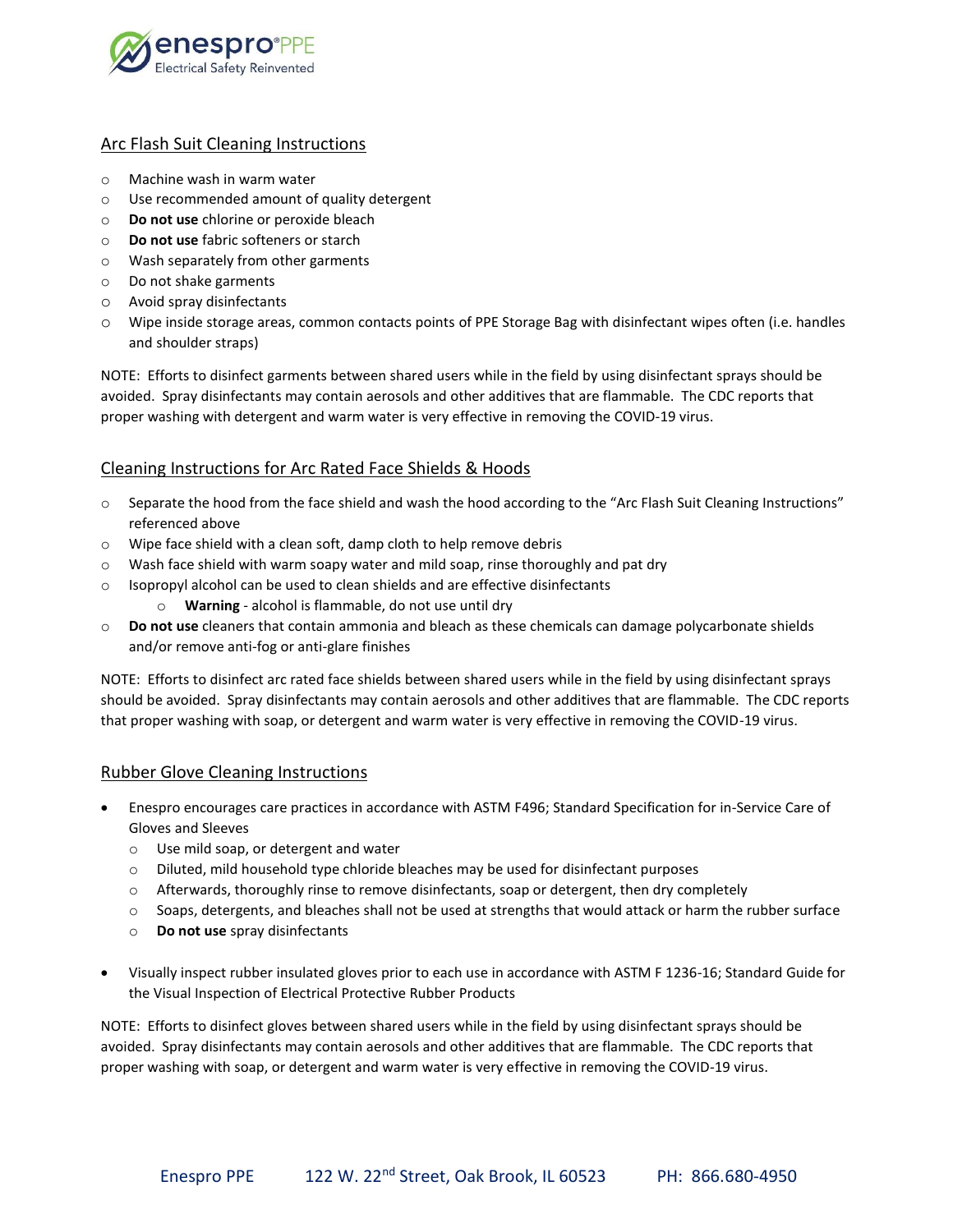## Arc Flash Suit Cleaning Instructions

- Machine wash in warm water
- Use recommended amount of quality detergent
- **Do not use** chlorine or peroxide bleach
- **Do not use** fabric softeners or starch
- Wash separately from other garments
- Do not shake garments
- Avoid spray disinfectants
- Wipe inside storage areas, common contacts points of PPE Storage Bag with disinfectant wipes often (i.e. handles and shoulder straps)

NOTE: Efforts to disinfect garments between shared users while in the field by using disinfectant sprays should be avoided. Spray disinfectants may contain aerosols and other additives that are flammable. The CDC reports that proper washing with detergent and warm water is very effective in removing the COVID-19 virus.

## Cleaning Instructions for Arc Rated Face Shields & Hoods

- Separate the hood from the face shield and wash the hood according to the "Arc Flash Suit Cleaning Instructions" referenced above
- Wipe face shield with a clean soft, damp cloth to help remove debris
- Wash face shield with warm soapy water and mild soap, rinse thoroughly and pat dry
- Isopropyl alcohol can be used to clean shields and are effective disinfectants
  - **Warning** - alcohol is flammable, do not use until dry
- **Do not use** cleaners that contain ammonia and bleach as these chemicals can damage polycarbonate shields and/or remove anti-fog or anti-glare finishes

NOTE: Efforts to disinfect arc rated face shields between shared users while in the field by using disinfectant sprays should be avoided. Spray disinfectants may contain aerosols and other additives that are flammable. The CDC reports that proper washing with soap, or detergent and warm water is very effective in removing the COVID-19 virus.

## Rubber Glove Cleaning Instructions

- Enespro encourages care practices in accordance with ASTM F496; Standard Specification for in-Service Care of Gloves and Sleeves
  - Use mild soap, or detergent and water
  - Diluted, mild household type chloride bleaches may be used for disinfectant purposes
  - Afterwards, thoroughly rinse to remove disinfectants, soap or detergent, then dry completely
  - Soaps, detergents, and bleaches shall not be used at strengths that would attack or harm the rubber surface
  - **Do not use** spray disinfectants
- Visually inspect rubber insulated gloves prior to each use in accordance with ASTM F 1236-16; Standard Guide for the Visual Inspection of Electrical Protective Rubber Products

NOTE: Efforts to disinfect gloves between shared users while in the field by using disinfectant sprays should be avoided. Spray disinfectants may contain aerosols and other additives that are flammable. The CDC reports that proper washing with soap, or detergent and warm water is very effective in removing the COVID-19 virus.